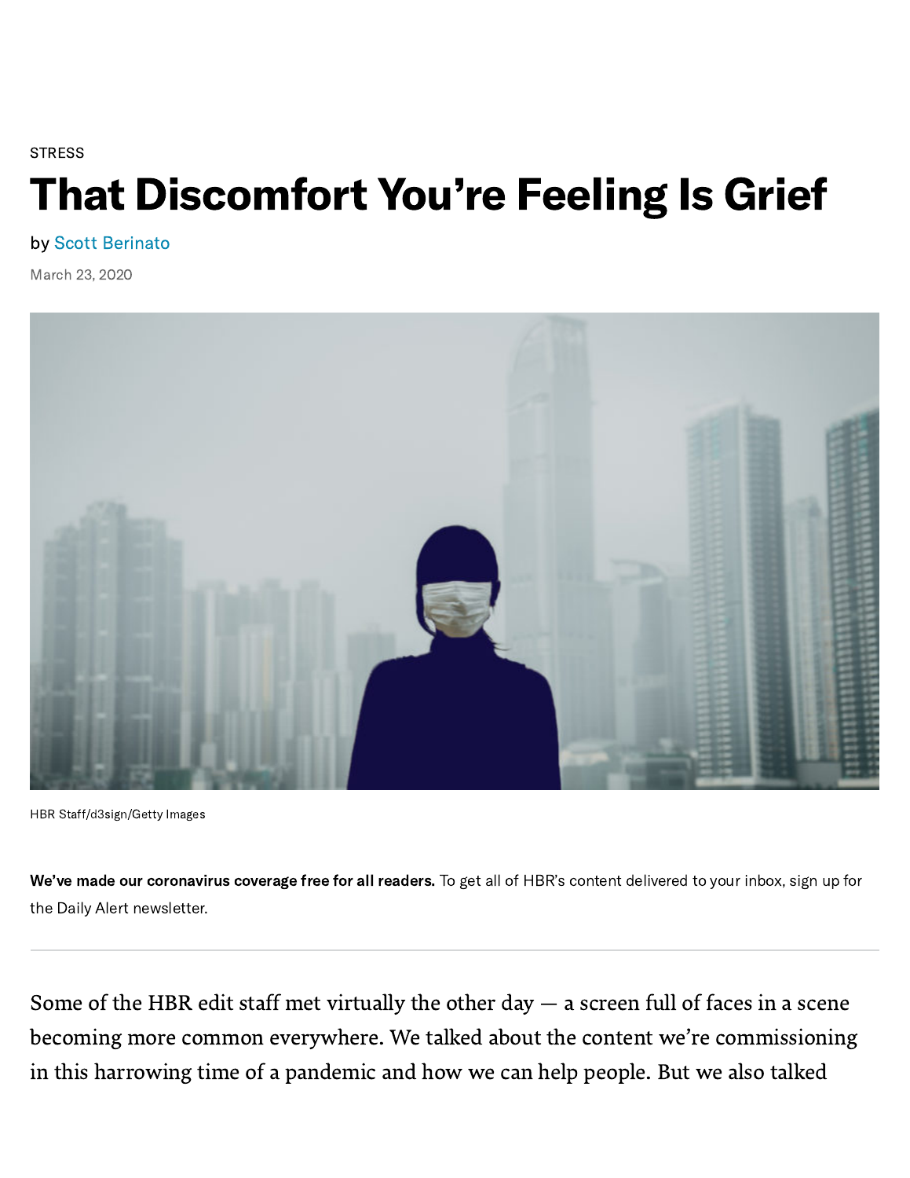STRESS

# That Discomfort You're Feeling Is Grief

by Scott Berinato

March 23, 2020

HBR Staff/d3sign/Getty Images

**We've made our coronavirus coverage free for all readers.** To get all of HBR's content delivered to your inbox, sign up for the Daily Alert newsletter.

---

Some of the HBR edit staff met virtually the other day — a screen full of faces in a scene becoming more common everywhere. We talked about the content we're commissioning in this harrowing time of a pandemic and how we can help people. But we also talked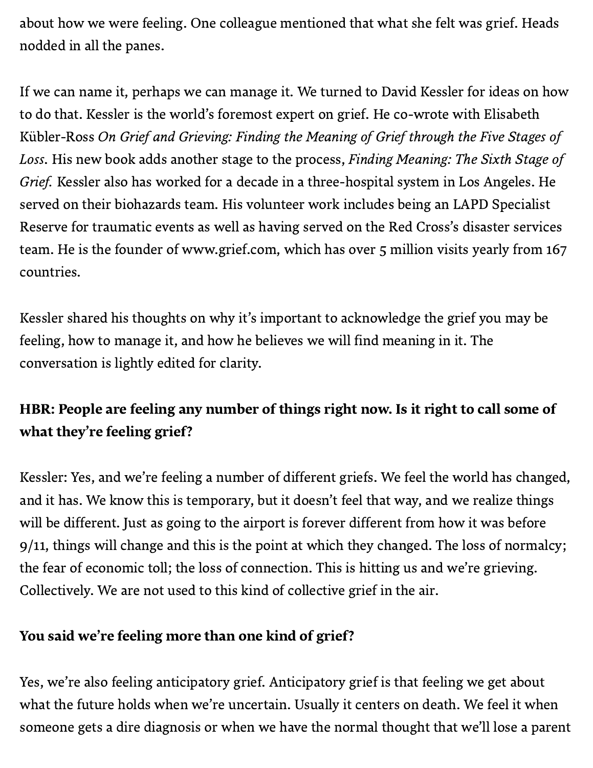about how we were feeling. One colleague mentioned that what she felt was grief. Heads nodded in all the panes.

If we can name it, perhaps we can manage it. We turned to David Kessler for ideas on how to do that. Kessler is the world's foremost expert on grief. He co-wrote with Elisabeth Kübler-Ross *On Grief and Grieving: Finding the Meaning of Grief through the Five Stages of Loss*. His new book adds another stage to the process, *Finding Meaning: The Sixth Stage of Grief.* Kessler also has worked for a decade in a three-hospital system in Los Angeles. He served on their biohazards team. His volunteer work includes being an LAPD Specialist Reserve for traumatic events as well as having served on the Red Cross's disaster services team. He is the founder of www.grief.com, which has over 5 million visits yearly from 167 countries.

Kessler shared his thoughts on why it's important to acknowledge the grief you may be feeling, how to manage it, and how he believes we will find meaning in it. The conversation is lightly edited for clarity.

**HBR: People are feeling any number of things right now. Is it right to call some of what they're feeling grief?**

Kessler: Yes, and we're feeling a number of different griefs. We feel the world has changed, and it has. We know this is temporary, but it doesn't feel that way, and we realize things will be different. Just as going to the airport is forever different from how it was before 9/11, things will change and this is the point at which they changed. The loss of normalcy; the fear of economic toll; the loss of connection. This is hitting us and we're grieving. Collectively. We are not used to this kind of collective grief in the air.

**You said we're feeling more than one kind of grief?**

Yes, we're also feeling anticipatory grief. Anticipatory grief is that feeling we get about what the future holds when we're uncertain. Usually it centers on death. We feel it when someone gets a dire diagnosis or when we have the normal thought that we'll lose a parent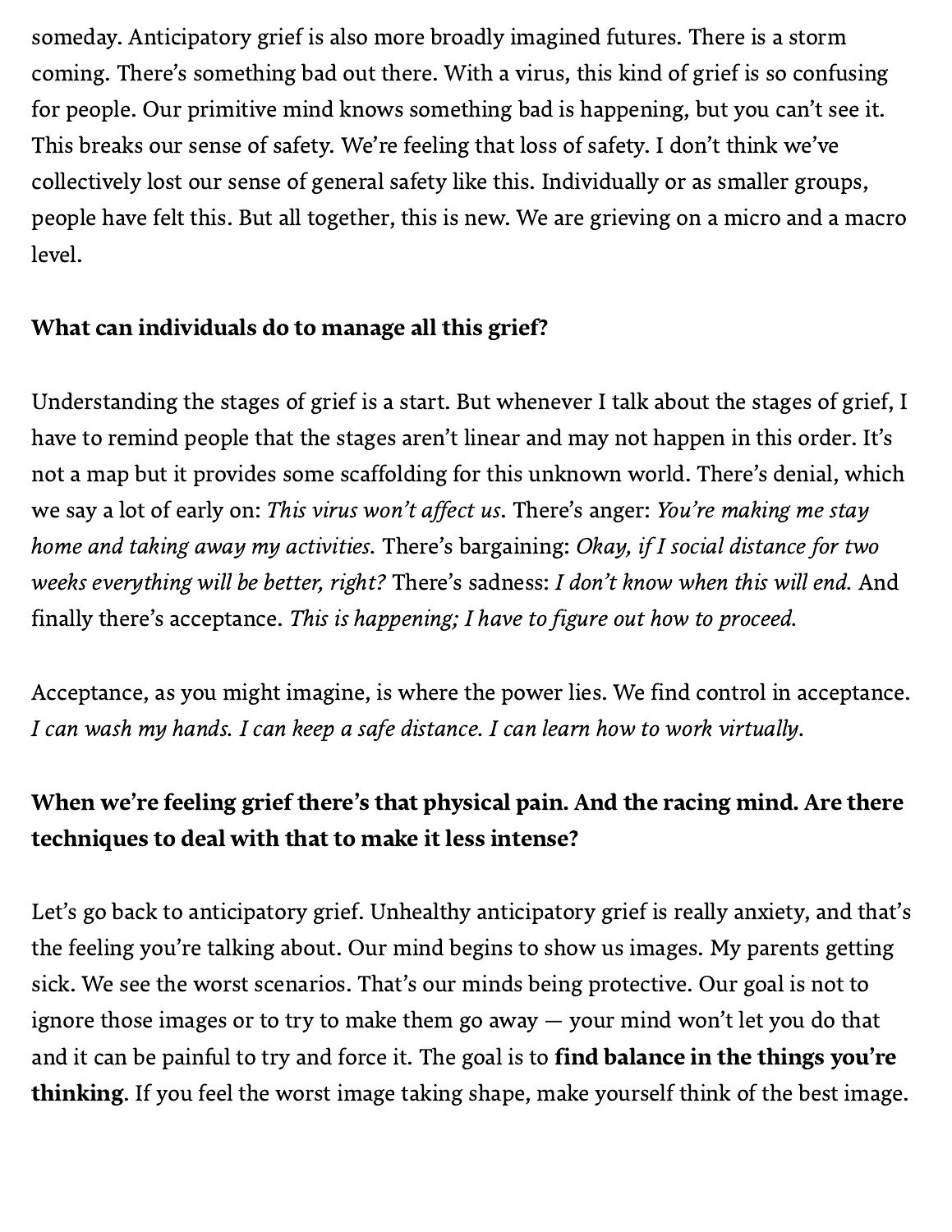someday. Anticipatory grief is also more broadly imagined futures. There is a storm coming. There's something bad out there. With a virus, this kind of grief is so confusing for people. Our primitive mind knows something bad is happening, but you can't see it. This breaks our sense of safety. We're feeling that loss of safety. I don't think we've collectively lost our sense of general safety like this. Individually or as smaller groups, people have felt this. But all together, this is new. We are grieving on a micro and a macro level.

**What can individuals do to manage all this grief?**

Understanding the stages of grief is a start. But whenever I talk about the stages of grief, I have to remind people that the stages aren't linear and may not happen in this order. It's not a map but it provides some scaffolding for this unknown world. There's denial, which we say a lot of early on: *This virus won't affect us*. There's anger: *You're making me stay home and taking away my activities*. There's bargaining: *Okay, if I social distance for two weeks everything will be better, right?* There's sadness: *I don't know when this will end*. And finally there's acceptance. *This is happening; I have to figure out how to proceed.*

Acceptance, as you might imagine, is where the power lies. We find control in acceptance. *I can wash my hands. I can keep a safe distance. I can learn how to work virtually.*

**When we're feeling grief there's that physical pain. And the racing mind. Are there techniques to deal with that to make it less intense?**

Let's go back to anticipatory grief. Unhealthy anticipatory grief is really anxiety, and that's the feeling you're talking about. Our mind begins to show us images. My parents getting sick. We see the worst scenarios. That's our minds being protective. Our goal is not to ignore those images or to try to make them go away — your mind won't let you do that and it can be painful to try and force it. The goal is to **find balance in the things you're thinking**. If you feel the worst image taking shape, make yourself think of the best image.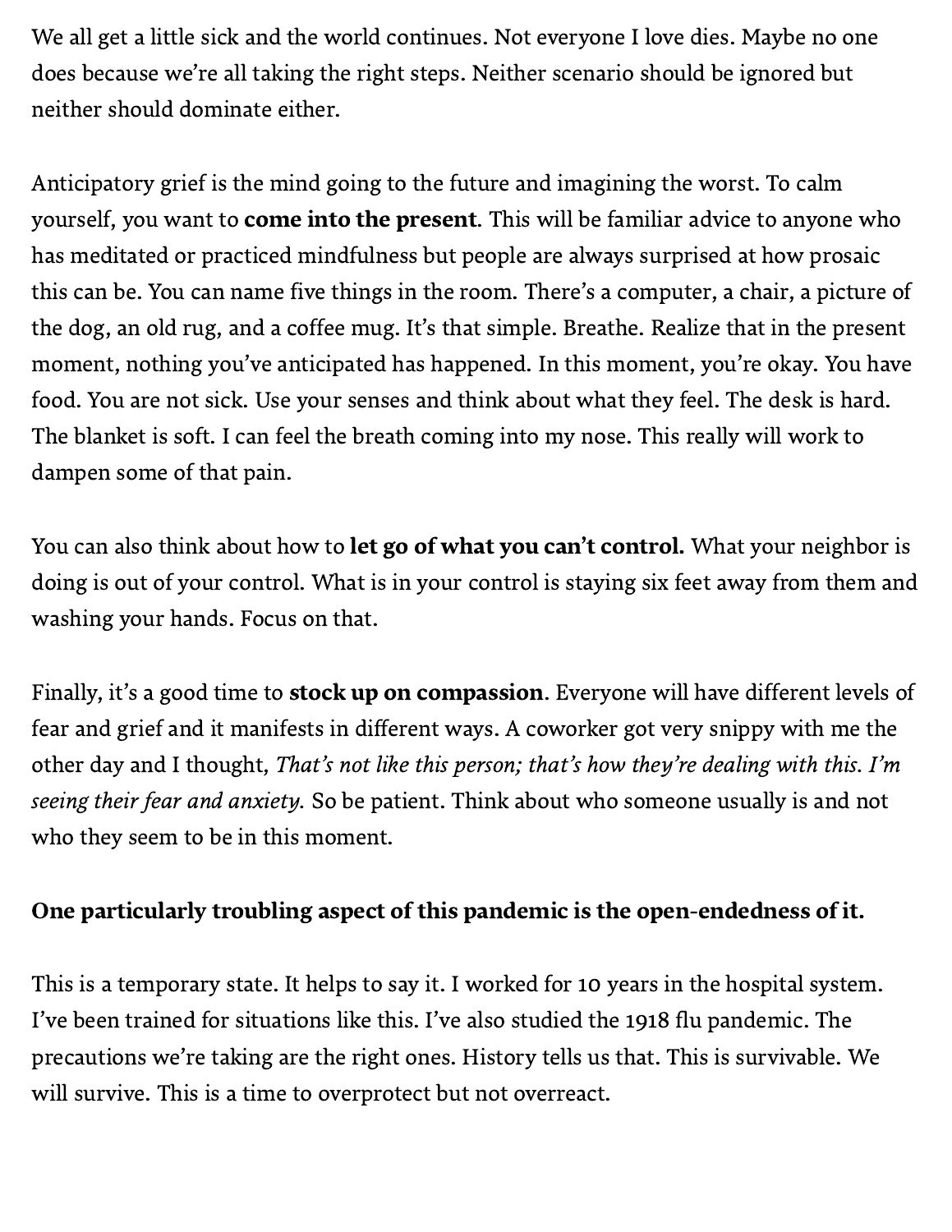We all get a little sick and the world continues. Not everyone I love dies. Maybe no one does because we're all taking the right steps. Neither scenario should be ignored but neither should dominate either.

Anticipatory grief is the mind going to the future and imagining the worst. To calm yourself, you want to **come into the present**. This will be familiar advice to anyone who has meditated or practiced mindfulness but people are always surprised at how prosaic this can be. You can name five things in the room. There's a computer, a chair, a picture of the dog, an old rug, and a coffee mug. It's that simple. Breathe. Realize that in the present moment, nothing you've anticipated has happened. In this moment, you're okay. You have food. You are not sick. Use your senses and think about what they feel. The desk is hard. The blanket is soft. I can feel the breath coming into my nose. This really will work to dampen some of that pain.

You can also think about how to **let go of what you can't control.** What your neighbor is doing is out of your control. What is in your control is staying six feet away from them and washing your hands. Focus on that.

Finally, it's a good time to **stock up on compassion**. Everyone will have different levels of fear and grief and it manifests in different ways. A coworker got very snippy with me the other day and I thought, *That's not like this person; that's how they're dealing with this. I'm seeing their fear and anxiety.* So be patient. Think about who someone usually is and not who they seem to be in this moment.

**One particularly troubling aspect of this pandemic is the open-endedness of it.**

This is a temporary state. It helps to say it. I worked for 10 years in the hospital system. I've been trained for situations like this. I've also studied the 1918 flu pandemic. The precautions we're taking are the right ones. History tells us that. This is survivable. We will survive. This is a time to overprotect but not overreact.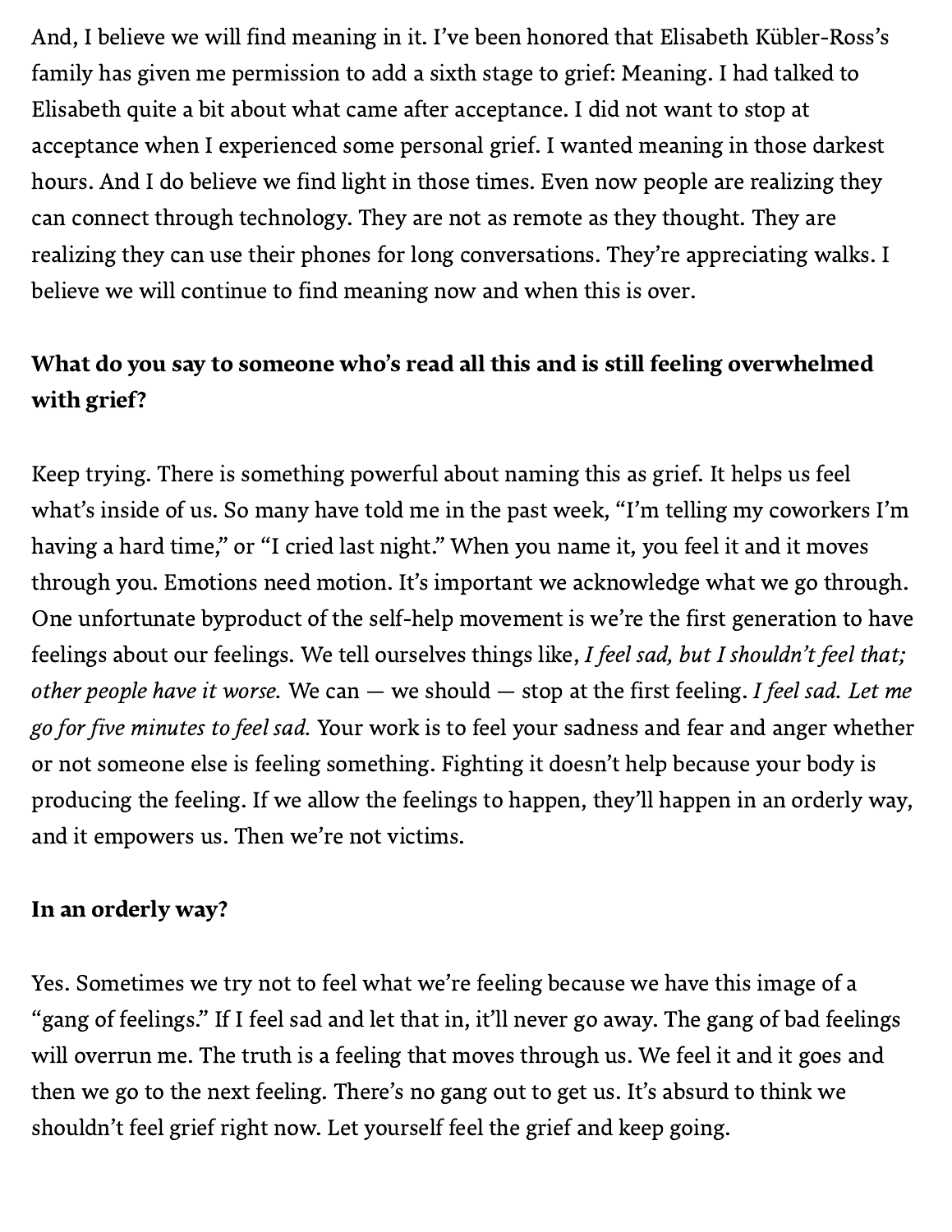And, I believe we will find meaning in it. I've been honored that Elisabeth Kübler-Ross's family has given me permission to add a sixth stage to grief: Meaning. I had talked to Elisabeth quite a bit about what came after acceptance. I did not want to stop at acceptance when I experienced some personal grief. I wanted meaning in those darkest hours. And I do believe we find light in those times. Even now people are realizing they can connect through technology. They are not as remote as they thought. They are realizing they can use their phones for long conversations. They're appreciating walks. I believe we will continue to find meaning now and when this is over.

**What do you say to someone who's read all this and is still feeling overwhelmed with grief?**

Keep trying. There is something powerful about naming this as grief. It helps us feel what's inside of us. So many have told me in the past week, "I'm telling my coworkers I'm having a hard time," or "I cried last night." When you name it, you feel it and it moves through you. Emotions need motion. It's important we acknowledge what we go through. One unfortunate byproduct of the self-help movement is we're the first generation to have feelings about our feelings. We tell ourselves things like, *I feel sad, but I shouldn't feel that; other people have it worse.* We can — we should — stop at the first feeling. *I feel sad. Let me go for five minutes to feel sad.* Your work is to feel your sadness and fear and anger whether or not someone else is feeling something. Fighting it doesn't help because your body is producing the feeling. If we allow the feelings to happen, they'll happen in an orderly way, and it empowers us. Then we're not victims.

**In an orderly way?**

Yes. Sometimes we try not to feel what we're feeling because we have this image of a "gang of feelings." If I feel sad and let that in, it'll never go away. The gang of bad feelings will overrun me. The truth is a feeling that moves through us. We feel it and it goes and then we go to the next feeling. There's no gang out to get us. It's absurd to think we shouldn't feel grief right now. Let yourself feel the grief and keep going.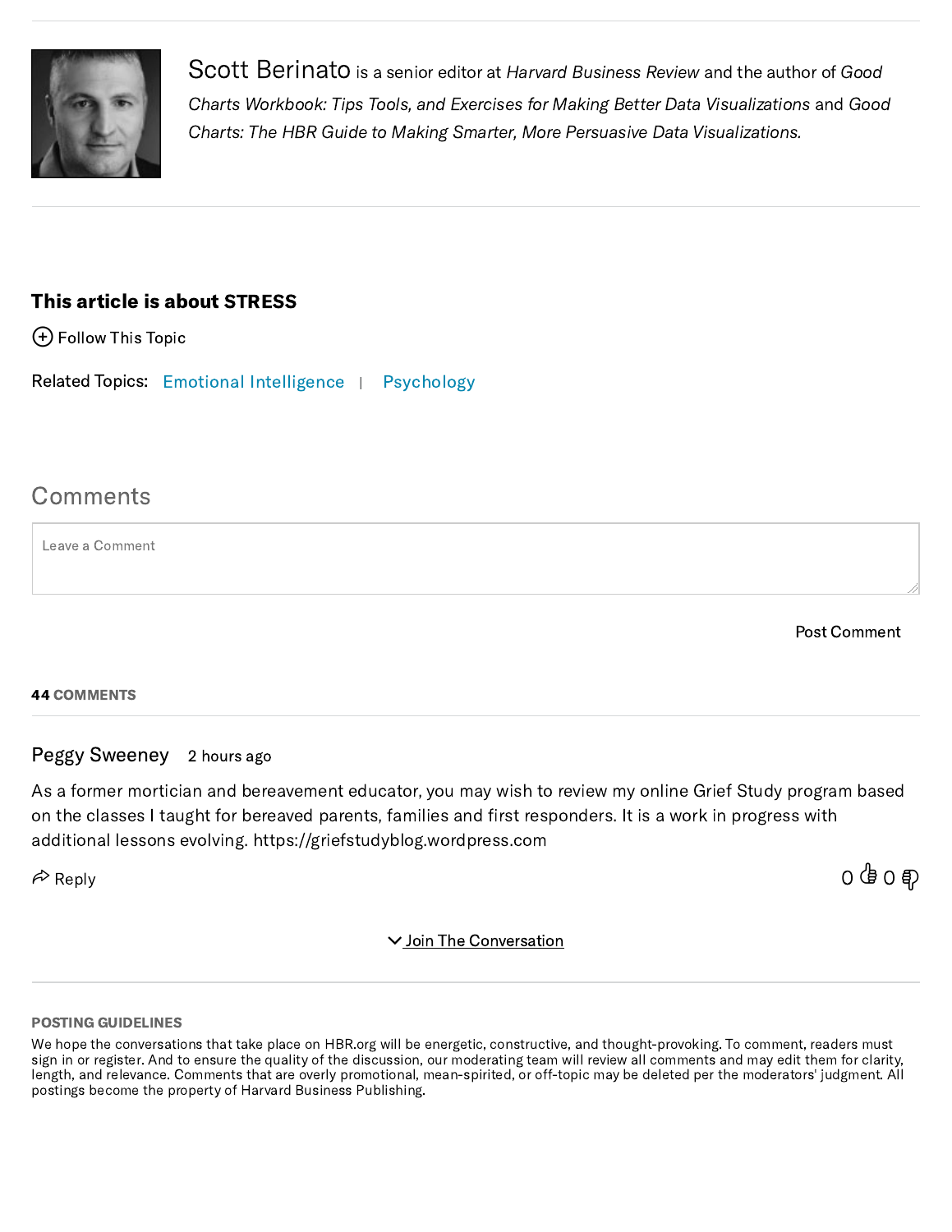Scott Berinato is a senior editor at *Harvard Business Review* and the author of *Good Charts Workbook: Tips Tools, and Exercises for Making Better Data Visualizations* and *Good Charts: The HBR Guide to Making Smarter, More Persuasive Data Visualizations.*

**This article is about STRESS**

Follow This Topic

Related Topics: Emotional Intelligence | Psychology

## Comments

Leave a Comment

Post Comment

**44 COMMENTS**

Peggy Sweeney 2 hours ago

As a former mortician and bereavement educator, you may wish to review my online Grief Study program based on the classes I taught for bereaved parents, families and first responders. It is a work in progress with additional lessons evolving. https://griefstudyblog.wordpress.com

Reply 0 0

Join The Conversation

**POSTING GUIDELINES**

We hope the conversations that take place on HBR.org will be energetic, constructive, and thought-provoking. To comment, readers must sign in or register. And to ensure the quality of the discussion, our moderating team will review all comments and may edit them for clarity, length, and relevance. Comments that are overly promotional, mean-spirited, or off-topic may be deleted per the moderators' judgment. All postings become the property of Harvard Business Publishing.